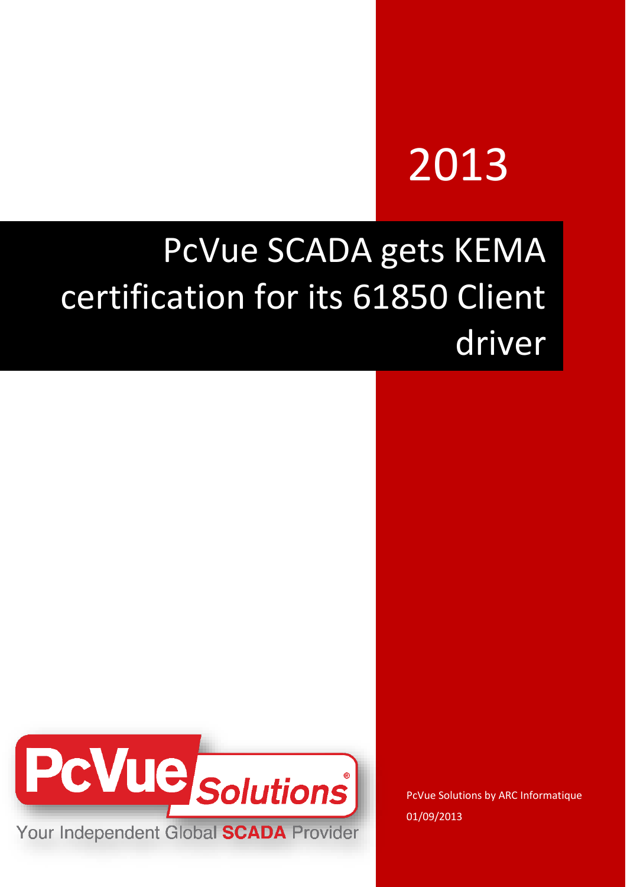2013

# PcVue SCADA gets KEMA certification for its 61850 Client driver

PcVue Solutions

Your Independent Global SCADA Provider

PcVue Solutions by ARC Informatique

01/09/2013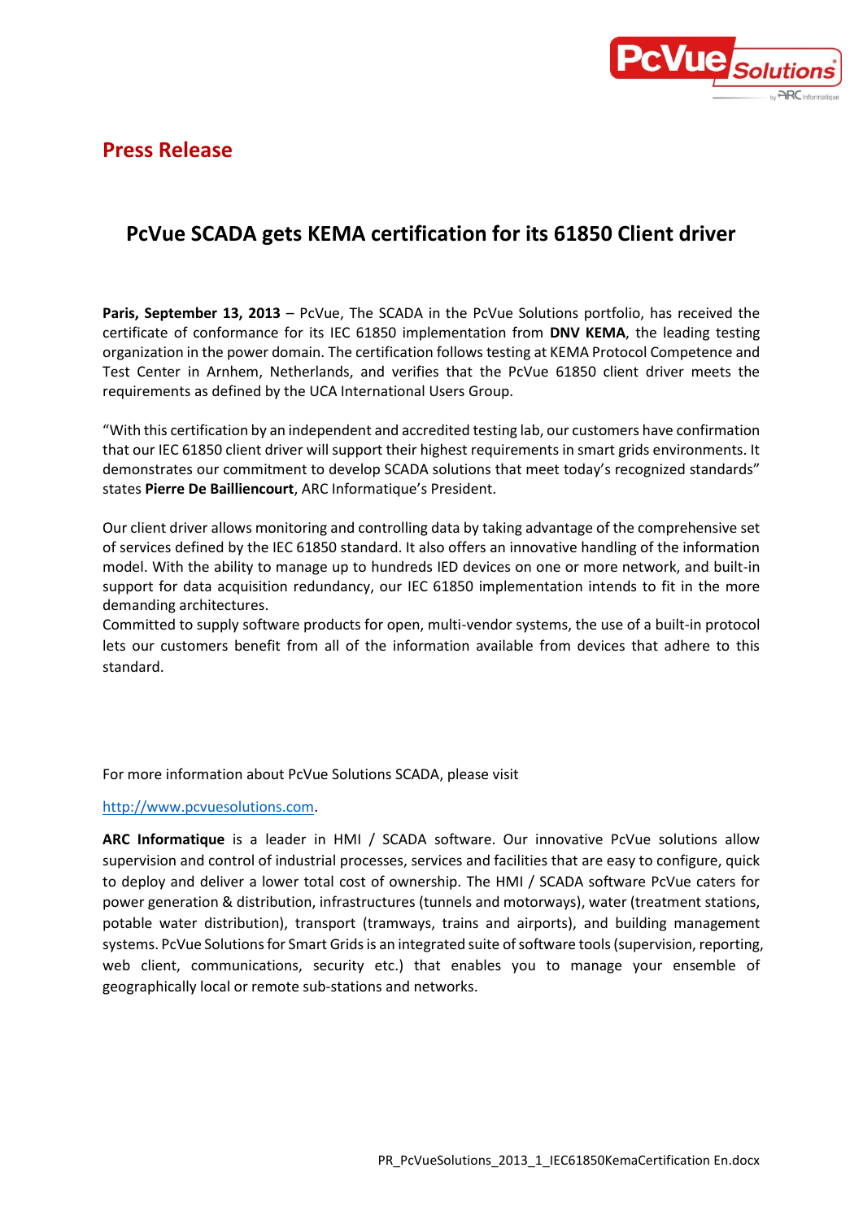## Press Release

# PcVue SCADA gets KEMA certification for its 61850 Client driver

**Paris, September 13, 2013** – PcVue, The SCADA in the PcVue Solutions portfolio, has received the certificate of conformance for its IEC 61850 implementation from **DNV KEMA**, the leading testing organization in the power domain. The certification follows testing at KEMA Protocol Competence and Test Center in Arnhem, Netherlands, and verifies that the PcVue 61850 client driver meets the requirements as defined by the UCA International Users Group.

"With this certification by an independent and accredited testing lab, our customers have confirmation that our IEC 61850 client driver will support their highest requirements in smart grids environments. It demonstrates our commitment to develop SCADA solutions that meet today's recognized standards" states **Pierre De Bailliencourt**, ARC Informatique's President.

Our client driver allows monitoring and controlling data by taking advantage of the comprehensive set of services defined by the IEC 61850 standard. It also offers an innovative handling of the information model. With the ability to manage up to hundreds IED devices on one or more network, and built-in support for data acquisition redundancy, our IEC 61850 implementation intends to fit in the more demanding architectures.
Committed to supply software products for open, multi-vendor systems, the use of a built-in protocol lets our customers benefit from all of the information available from devices that adhere to this standard.

For more information about PcVue Solutions SCADA, please visit

http://www.pcvuesolutions.com.

**ARC Informatique** is a leader in HMI / SCADA software. Our innovative PcVue solutions allow supervision and control of industrial processes, services and facilities that are easy to configure, quick to deploy and deliver a lower total cost of ownership. The HMI / SCADA software PcVue caters for power generation & distribution, infrastructures (tunnels and motorways), water (treatment stations, potable water distribution), transport (tramways, trains and airports), and building management systems. PcVue Solutions for Smart Grids is an integrated suite of software tools (supervision, reporting, web client, communications, security etc.) that enables you to manage your ensemble of geographically local or remote sub-stations and networks.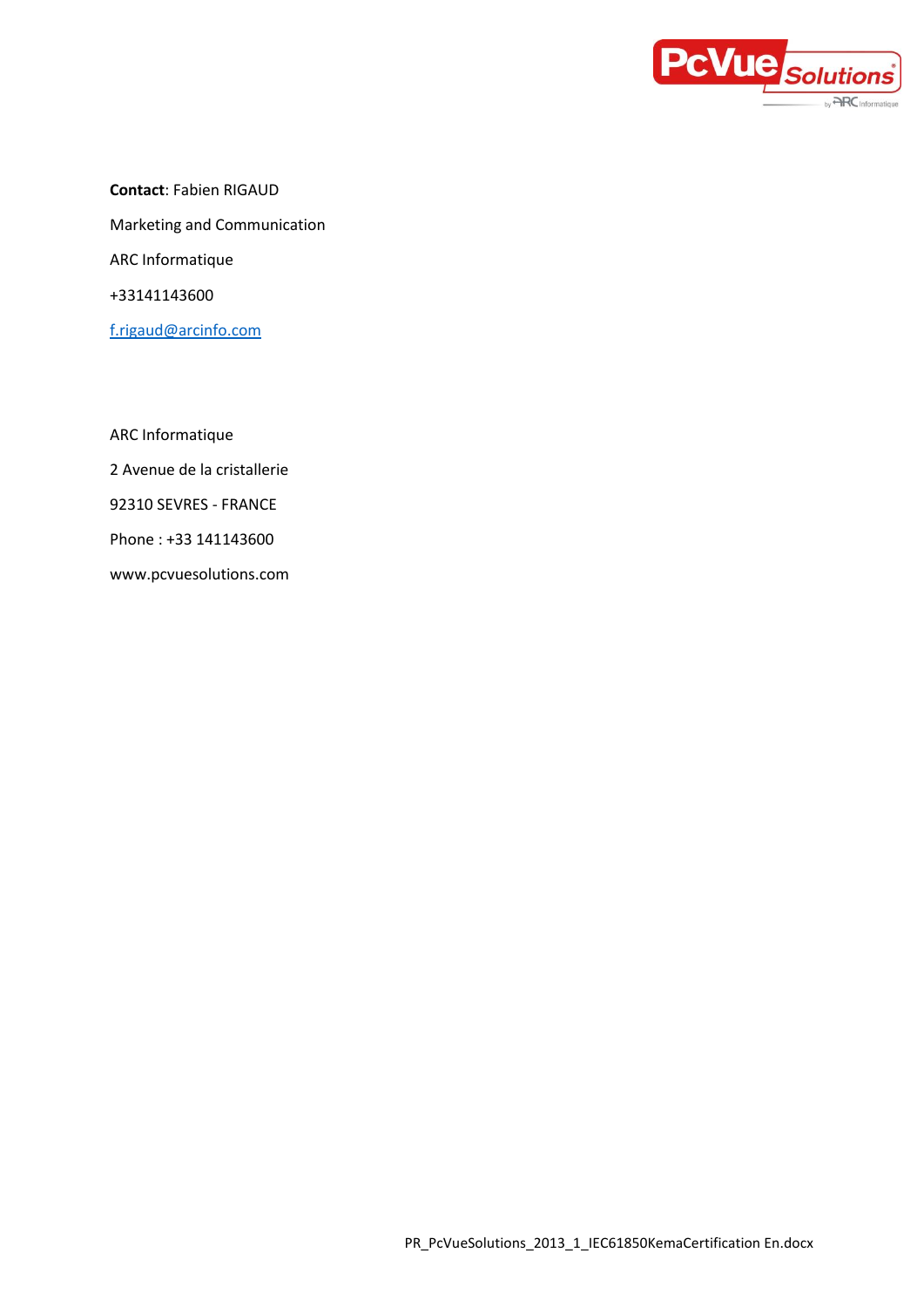**Contact**: Fabien RIGAUD

Marketing and Communication

ARC Informatique

+33141143600

f.rigaud@arcinfo.com

ARC Informatique

2 Avenue de la cristallerie

92310 SEVRES - FRANCE

Phone : +33 141143600

www.pcvuesolutions.com